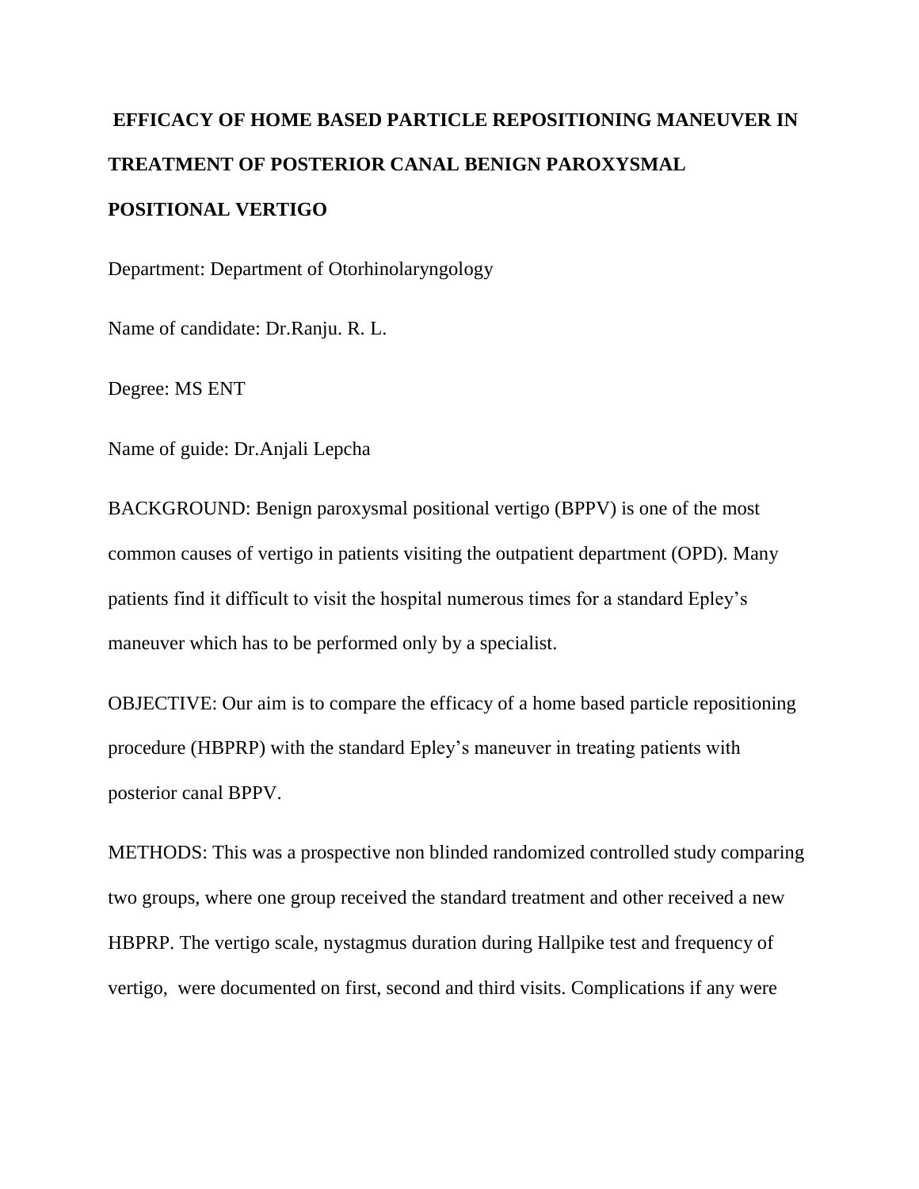# EFFICACY OF HOME BASED PARTICLE REPOSITIONING MANEUVER IN TREATMENT OF POSTERIOR CANAL BENIGN PAROXYSMAL POSITIONAL VERTIGO

Department: Department of Otorhinolaryngology

Name of candidate: Dr.Ranju. R. L.

Degree: MS ENT

Name of guide: Dr.Anjali Lepcha

BACKGROUND: Benign paroxysmal positional vertigo (BPPV) is one of the most common causes of vertigo in patients visiting the outpatient department (OPD). Many patients find it difficult to visit the hospital numerous times for a standard Epley's maneuver which has to be performed only by a specialist.

OBJECTIVE: Our aim is to compare the efficacy of a home based particle repositioning procedure (HBPRP) with the standard Epley's maneuver in treating patients with posterior canal BPPV.

METHODS: This was a prospective non blinded randomized controlled study comparing two groups, where one group received the standard treatment and other received a new HBPRP. The vertigo scale, nystagmus duration during Hallpike test and frequency of vertigo, were documented on first, second and third visits. Complications if any were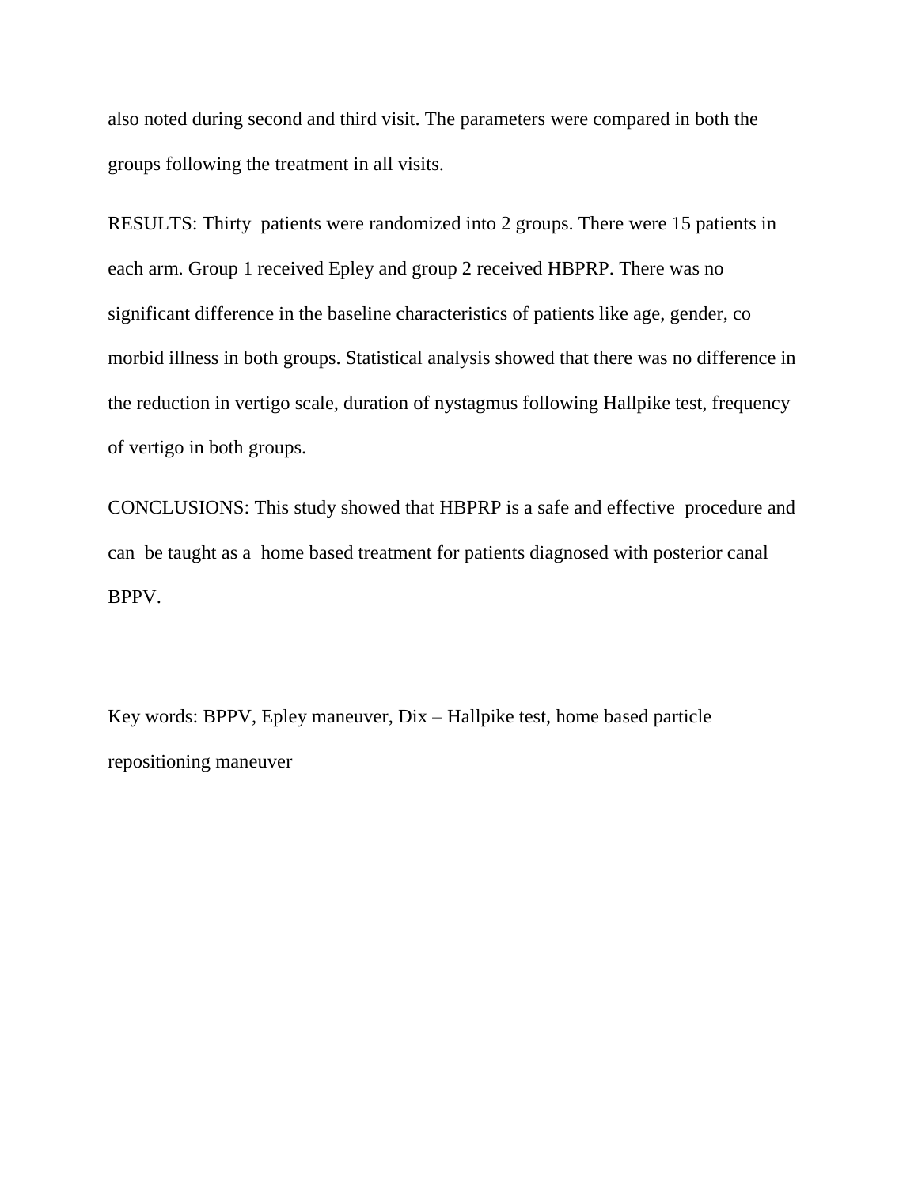also noted during second and third visit. The parameters were compared in both the groups following the treatment in all visits.

RESULTS: Thirty patients were randomized into 2 groups. There were 15 patients in each arm. Group 1 received Epley and group 2 received HBPRP. There was no significant difference in the baseline characteristics of patients like age, gender, co morbid illness in both groups. Statistical analysis showed that there was no difference in the reduction in vertigo scale, duration of nystagmus following Hallpike test, frequency of vertigo in both groups.

CONCLUSIONS: This study showed that HBPRP is a safe and effective procedure and can be taught as a home based treatment for patients diagnosed with posterior canal BPPV.

Key words: BPPV, Epley maneuver, Dix – Hallpike test, home based particle repositioning maneuver